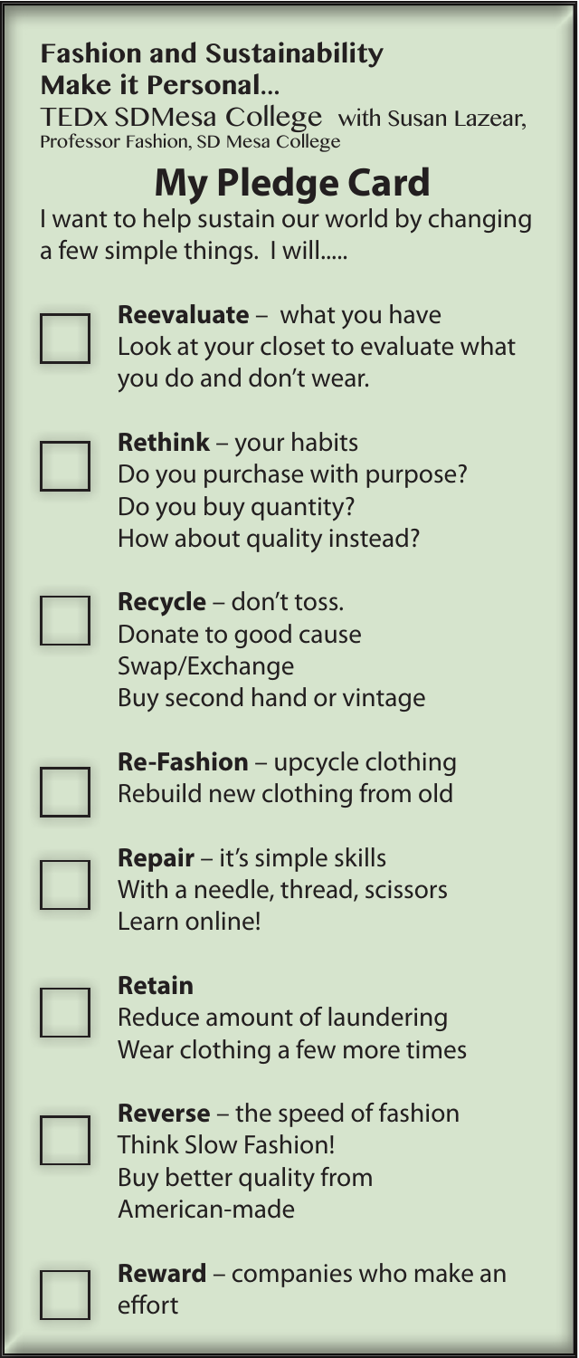**Fashion and Sustainability**
**Make it Personal...**

TEDx SDMesa College with Susan Lazear,
Professor Fashion, SD Mesa College

# My Pledge Card

I want to help sustain our world by changing a few simple things. I will.....

- [ ] **Reevaluate** – what you have
  Look at your closet to evaluate what you do and don't wear.

- [ ] **Rethink** – your habits
  Do you purchase with purpose?
  Do you buy quantity?
  How about quality instead?

- [ ] **Recycle** – don't toss.
  Donate to good cause
  Swap/Exchange
  Buy second hand or vintage

- [ ] **Re-Fashion** – upcycle clothing
  Rebuild new clothing from old

- [ ] **Repair** – it's simple skills
  With a needle, thread, scissors
  Learn online!

- [ ] **Retain**
  Reduce amount of laundering
  Wear clothing a few more times

- [ ] **Reverse** – the speed of fashion
  Think Slow Fashion!
  Buy better quality from
  American-made

- [ ] **Reward** – companies who make an effort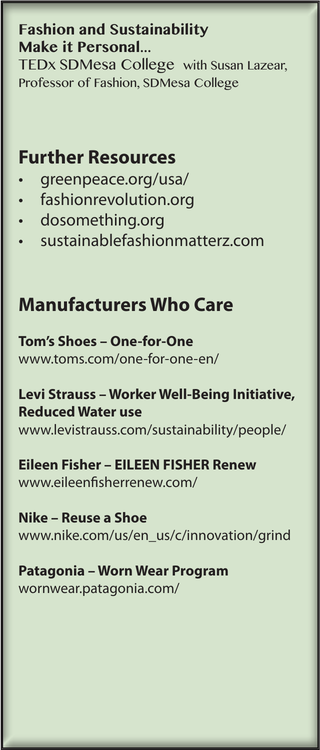**Fashion and Sustainability**
**Make it Personal...**
TEDx SDMesa College with Susan Lazear, Professor of Fashion, SDMesa College

## Further Resources

- greenpeace.org/usa/
- fashionrevolution.org
- dosomething.org
- sustainablefashionmatterz.com

## Manufacturers Who Care

**Tom's Shoes – One-for-One**
www.toms.com/one-for-one-en/

**Levi Strauss – Worker Well-Being Initiative, Reduced Water use**
www.levistrauss.com/sustainability/people/

**Eileen Fisher – EILEEN FISHER Renew**
www.eileenfisherrenew.com/

**Nike – Reuse a Shoe**
www.nike.com/us/en_us/c/innovation/grind

**Patagonia – Worn Wear Program**
wornwear.patagonia.com/